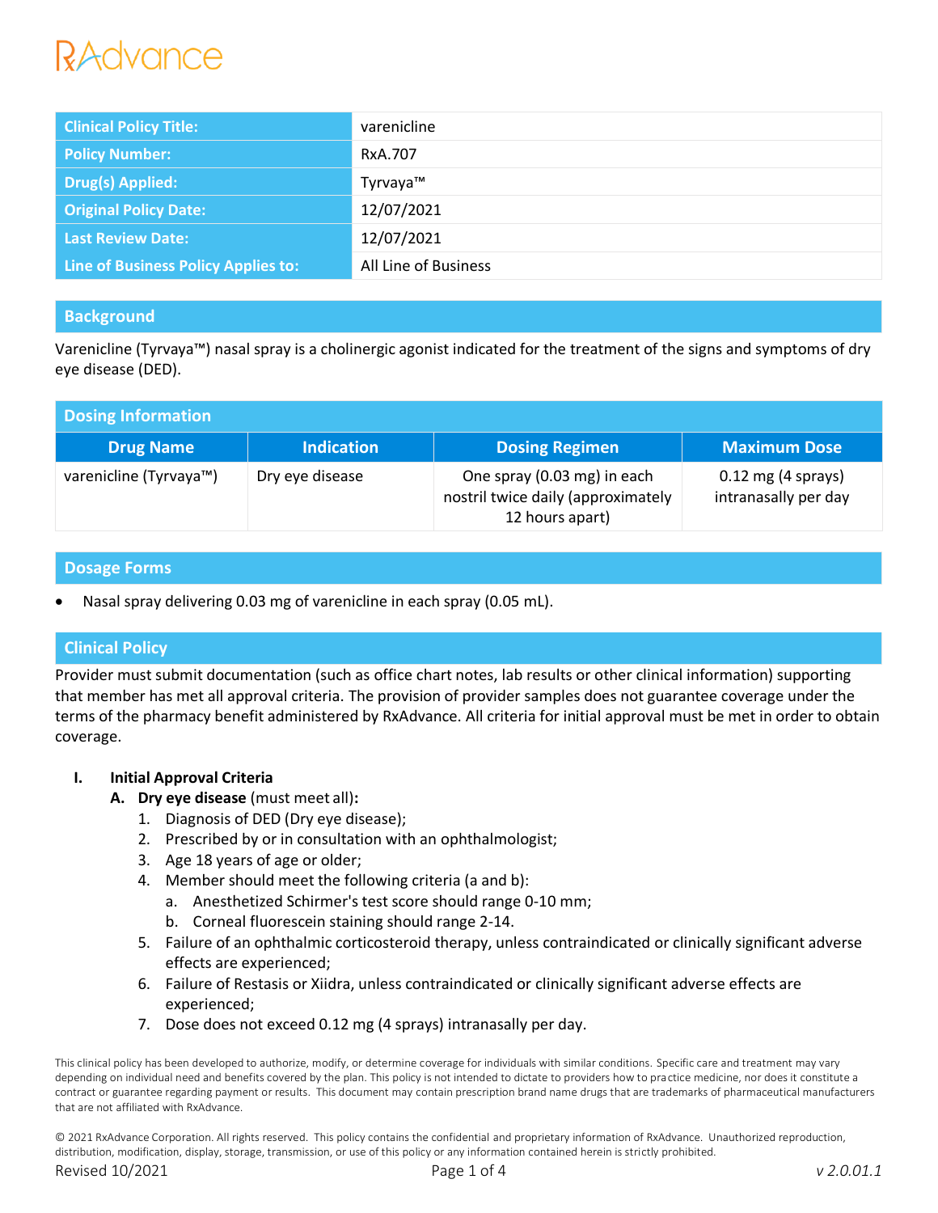RxAdvance

| Clinical Policy Title: | varenicline |
| --- | --- |
| Policy Number: | RxA.707 |
| Drug(s) Applied: | Tyrvaya™ |
| Original Policy Date: | 12/07/2021 |
| Last Review Date: | 12/07/2021 |
| Line of Business Policy Applies to: | All Line of Business |

## Background

Varenicline (Tyrvaya™) nasal spray is a cholinergic agonist indicated for the treatment of the signs and symptoms of dry eye disease (DED).

## Dosing Information

| Drug Name | Indication | Dosing Regimen | Maximum Dose |
| --- | --- | --- | --- |
| varenicline (Tyrvaya™) | Dry eye disease | One spray (0.03 mg) in each nostril twice daily (approximately 12 hours apart) | 0.12 mg (4 sprays) intranasally per day |

## Dosage Forms

- Nasal spray delivering 0.03 mg of varenicline in each spray (0.05 mL).

## Clinical Policy

Provider must submit documentation (such as office chart notes, lab results or other clinical information) supporting that member has met all approval criteria. The provision of provider samples does not guarantee coverage under the terms of the pharmacy benefit administered by RxAdvance. All criteria for initial approval must be met in order to obtain coverage.

### I. Initial Approval Criteria

**A. Dry eye disease** (must meet all)**:**

1. Diagnosis of DED (Dry eye disease);
2. Prescribed by or in consultation with an ophthalmologist;
3. Age 18 years of age or older;
4. Member should meet the following criteria (a and b):
   a. Anesthetized Schirmer's test score should range 0-10 mm;
   b. Corneal fluorescein staining should range 2-14.
5. Failure of an ophthalmic corticosteroid therapy, unless contraindicated or clinically significant adverse effects are experienced;
6. Failure of Restasis or Xiidra, unless contraindicated or clinically significant adverse effects are experienced;
7. Dose does not exceed 0.12 mg (4 sprays) intranasally per day.

This clinical policy has been developed to authorize, modify, or determine coverage for individuals with similar conditions. Specific care and treatment may vary depending on individual need and benefits covered by the plan. This policy is not intended to dictate to providers how to practice medicine, nor does it constitute a contract or guarantee regarding payment or results. This document may contain prescription brand name drugs that are trademarks of pharmaceutical manufacturers that are not affiliated with RxAdvance.

© 2021 RxAdvance Corporation. All rights reserved. This policy contains the confidential and proprietary information of RxAdvance. Unauthorized reproduction, distribution, modification, display, storage, transmission, or use of this policy or any information contained herein is strictly prohibited.

Revised 10/2021 v 2.0.01.1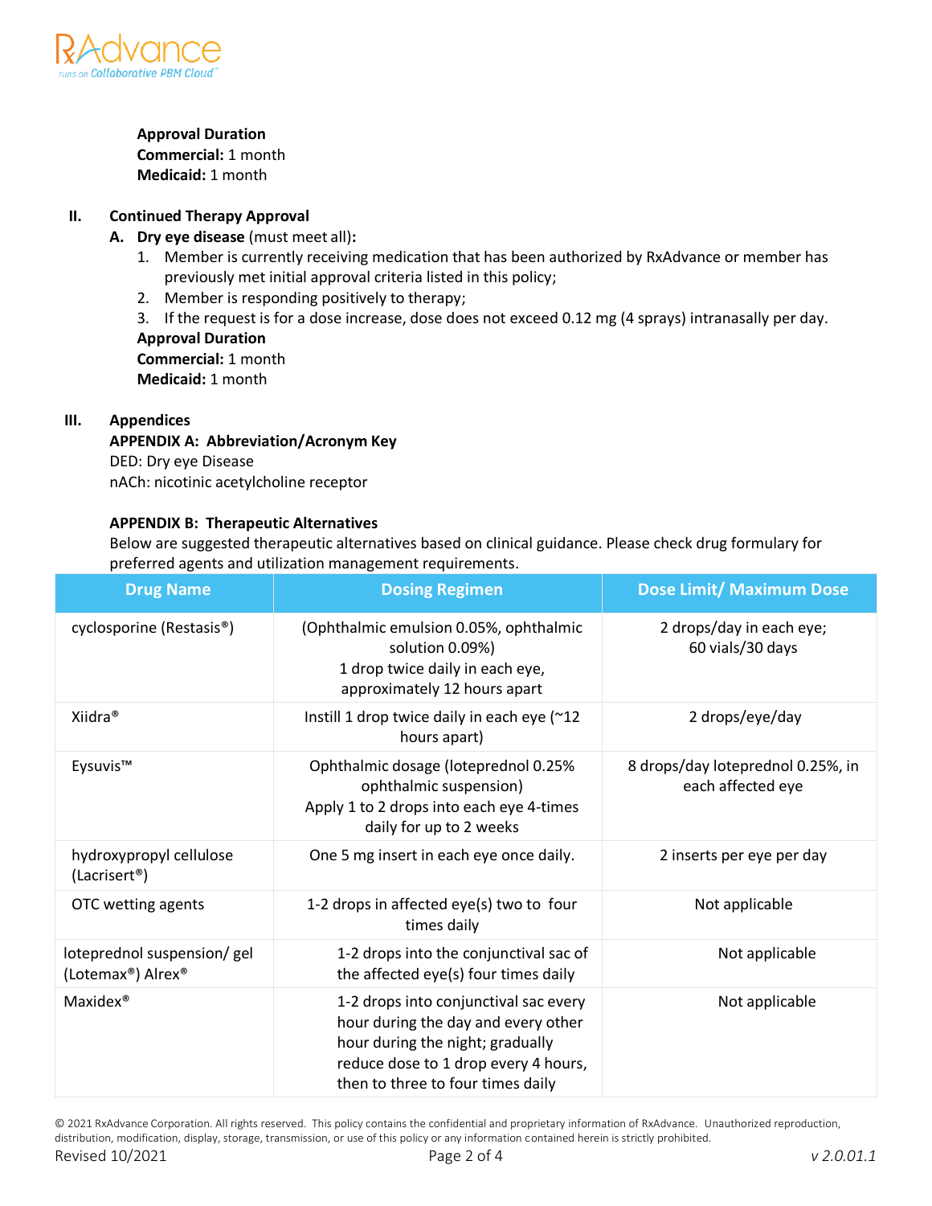**Approval Duration**
**Commercial:** 1 month
**Medicaid:** 1 month

## II. Continued Therapy Approval

**A. Dry eye disease** (must meet all)**:**

1. Member is currently receiving medication that has been authorized by RxAdvance or member has previously met initial approval criteria listed in this policy;
2. Member is responding positively to therapy;
3. If the request is for a dose increase, dose does not exceed 0.12 mg (4 sprays) intranasally per day.

**Approval Duration**
**Commercial:** 1 month
**Medicaid:** 1 month

## III. Appendices

**APPENDIX A: Abbreviation/Acronym Key**

DED: Dry eye Disease
nACh: nicotinic acetylcholine receptor

**APPENDIX B: Therapeutic Alternatives**

Below are suggested therapeutic alternatives based on clinical guidance. Please check drug formulary for preferred agents and utilization management requirements.

| Drug Name | Dosing Regimen | Dose Limit/ Maximum Dose |
|---|---|---|
| cyclosporine (Restasis®) | (Ophthalmic emulsion 0.05%, ophthalmic solution 0.09%) 1 drop twice daily in each eye, approximately 12 hours apart | 2 drops/day in each eye; 60 vials/30 days |
| Xiidra® | Instill 1 drop twice daily in each eye (~12 hours apart) | 2 drops/eye/day |
| Eysuvis™ | Ophthalmic dosage (loteprednol 0.25% ophthalmic suspension) Apply 1 to 2 drops into each eye 4-times daily for up to 2 weeks | 8 drops/day loteprednol 0.25%, in each affected eye |
| hydroxypropyl cellulose (Lacrisert®) | One 5 mg insert in each eye once daily. | 2 inserts per eye per day |
| OTC wetting agents | 1-2 drops in affected eye(s) two to four times daily | Not applicable |
| loteprednol suspension/ gel (Lotemax®) Alrex® | 1-2 drops into the conjunctival sac of the affected eye(s) four times daily | Not applicable |
| Maxidex® | 1-2 drops into conjunctival sac every hour during the day and every other hour during the night; gradually reduce dose to 1 drop every 4 hours, then to three to four times daily | Not applicable |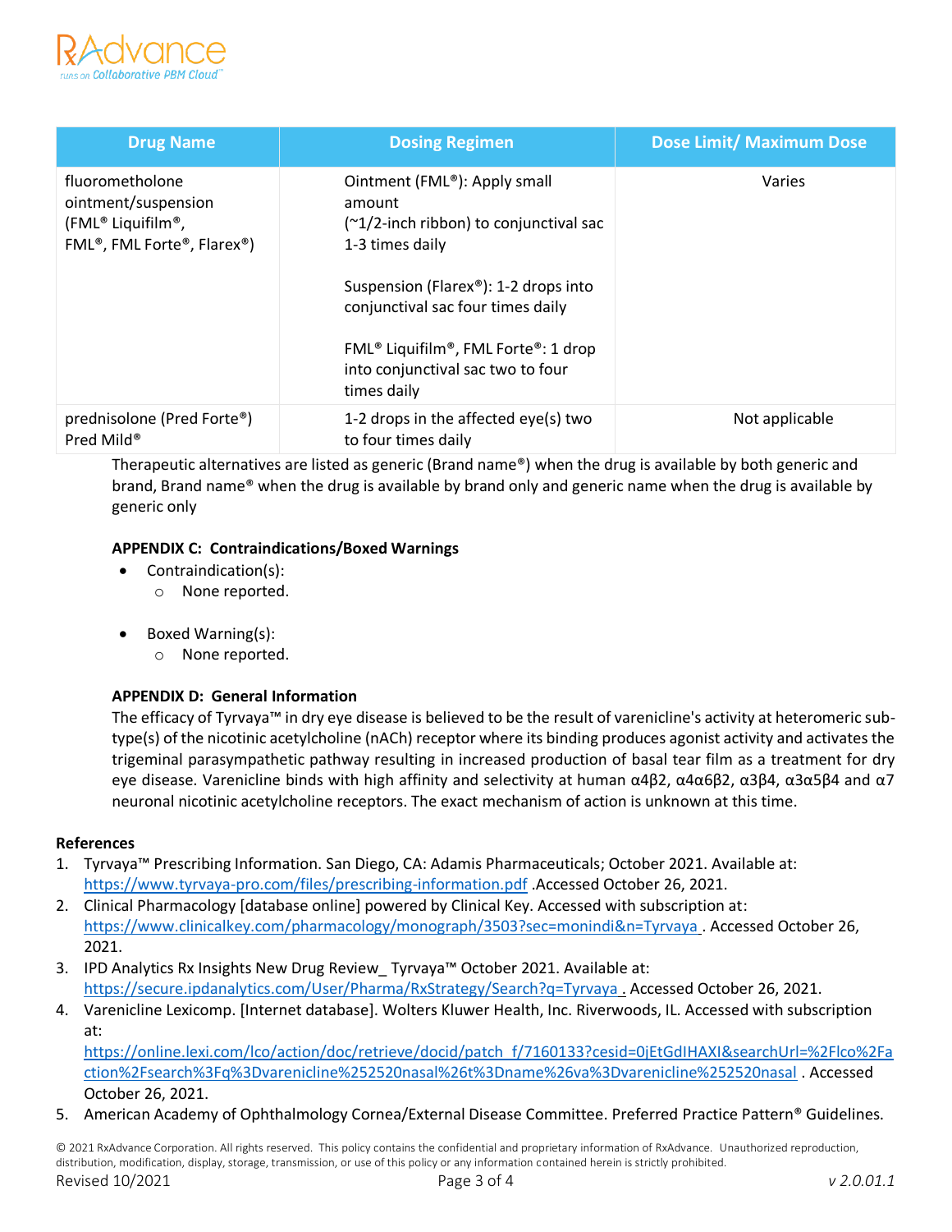| Drug Name | Dosing Regimen | Dose Limit/ Maximum Dose |
|---|---|---|
| fluorometholone ointment/suspension (FML® Liquifilm®, FML®, FML Forte®, Flarex®) | Ointment (FML®): Apply small amount (~1/2-inch ribbon) to conjunctival sac 1-3 times daily<br><br>Suspension (Flarex®): 1-2 drops into conjunctival sac four times daily<br><br>FML® Liquifilm®, FML Forte®: 1 drop into conjunctival sac two to four times daily | Varies |
| prednisolone (Pred Forte®) Pred Mild® | 1-2 drops in the affected eye(s) two to four times daily | Not applicable |

Therapeutic alternatives are listed as generic (Brand name®) when the drug is available by both generic and brand, Brand name® when the drug is available by brand only and generic name when the drug is available by generic only

**APPENDIX C: Contraindications/Boxed Warnings**

- Contraindication(s):
  - None reported.
- Boxed Warning(s):
  - None reported.

**APPENDIX D: General Information**

The efficacy of Tyrvaya™ in dry eye disease is believed to be the result of varenicline's activity at heteromeric sub-type(s) of the nicotinic acetylcholine (nACh) receptor where its binding produces agonist activity and activates the trigeminal parasympathetic pathway resulting in increased production of basal tear film as a treatment for dry eye disease. Varenicline binds with high affinity and selectivity at human α4β2, α4α6β2, α3β4, α3α5β4 and α7 neuronal nicotinic acetylcholine receptors. The exact mechanism of action is unknown at this time.

**References**

1. Tyrvaya™ Prescribing Information. San Diego, CA: Adamis Pharmaceuticals; October 2021. Available at: https://www.tyrvaya-pro.com/files/prescribing-information.pdf .Accessed October 26, 2021.
2. Clinical Pharmacology [database online] powered by Clinical Key. Accessed with subscription at: https://www.clinicalkey.com/pharmacology/monograph/3503?sec=monindi&n=Tyrvaya . Accessed October 26, 2021.
3. IPD Analytics Rx Insights New Drug Review_ Tyrvaya™ October 2021. Available at: https://secure.ipdanalytics.com/User/Pharma/RxStrategy/Search?q=Tyrvaya . Accessed October 26, 2021.
4. Varenicline Lexicomp. [Internet database]. Wolters Kluwer Health, Inc. Riverwoods, IL. Accessed with subscription at: https://online.lexi.com/lco/action/doc/retrieve/docid/patch_f/7160133?cesid=0jEtGdIHAXI&searchUrl=%2Flco%2Faction%2Fsearch%3Fq%3Dvarenicline%252520nasal%26t%3Dname%26va%3Dvarenicline%252520nasal . Accessed October 26, 2021.
5. American Academy of Ophthalmology Cornea/External Disease Committee. Preferred Practice Pattern® Guidelines.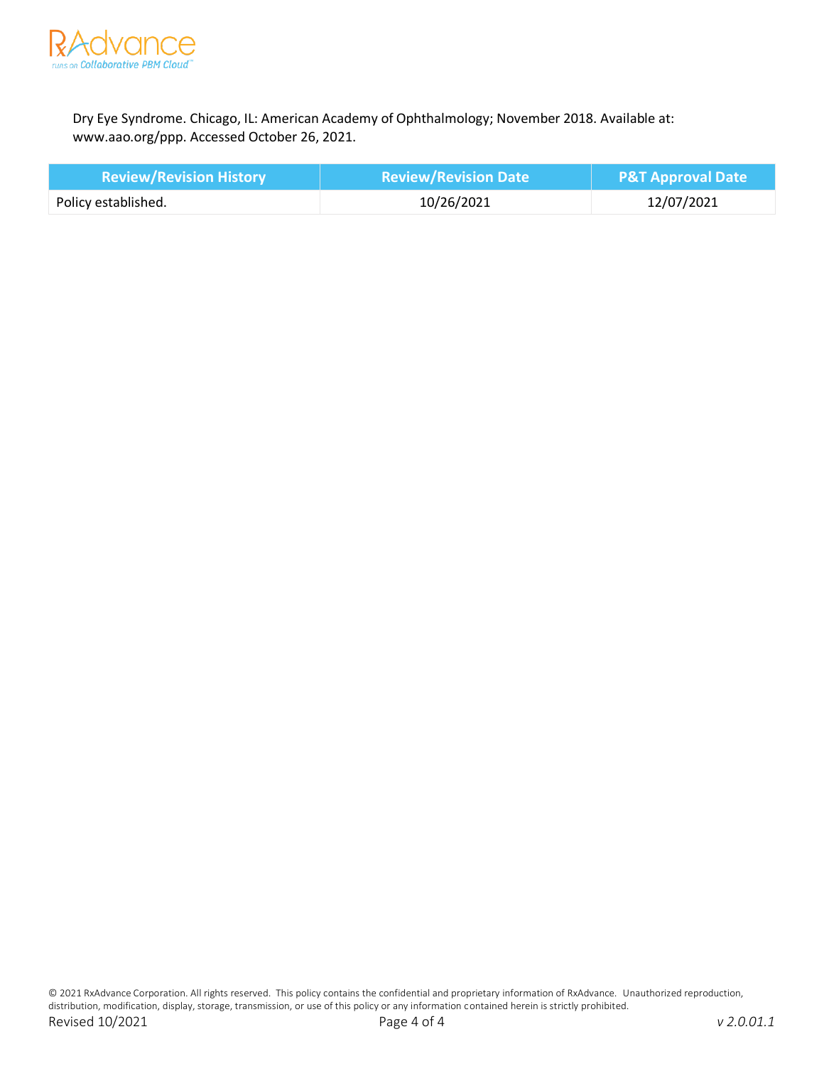Dry Eye Syndrome. Chicago, IL: American Academy of Ophthalmology; November 2018. Available at: www.aao.org/ppp. Accessed October 26, 2021.

| Review/Revision History | Review/Revision Date | P&T Approval Date |
|---|---|---|
| Policy established. | 10/26/2021 | 12/07/2021 |